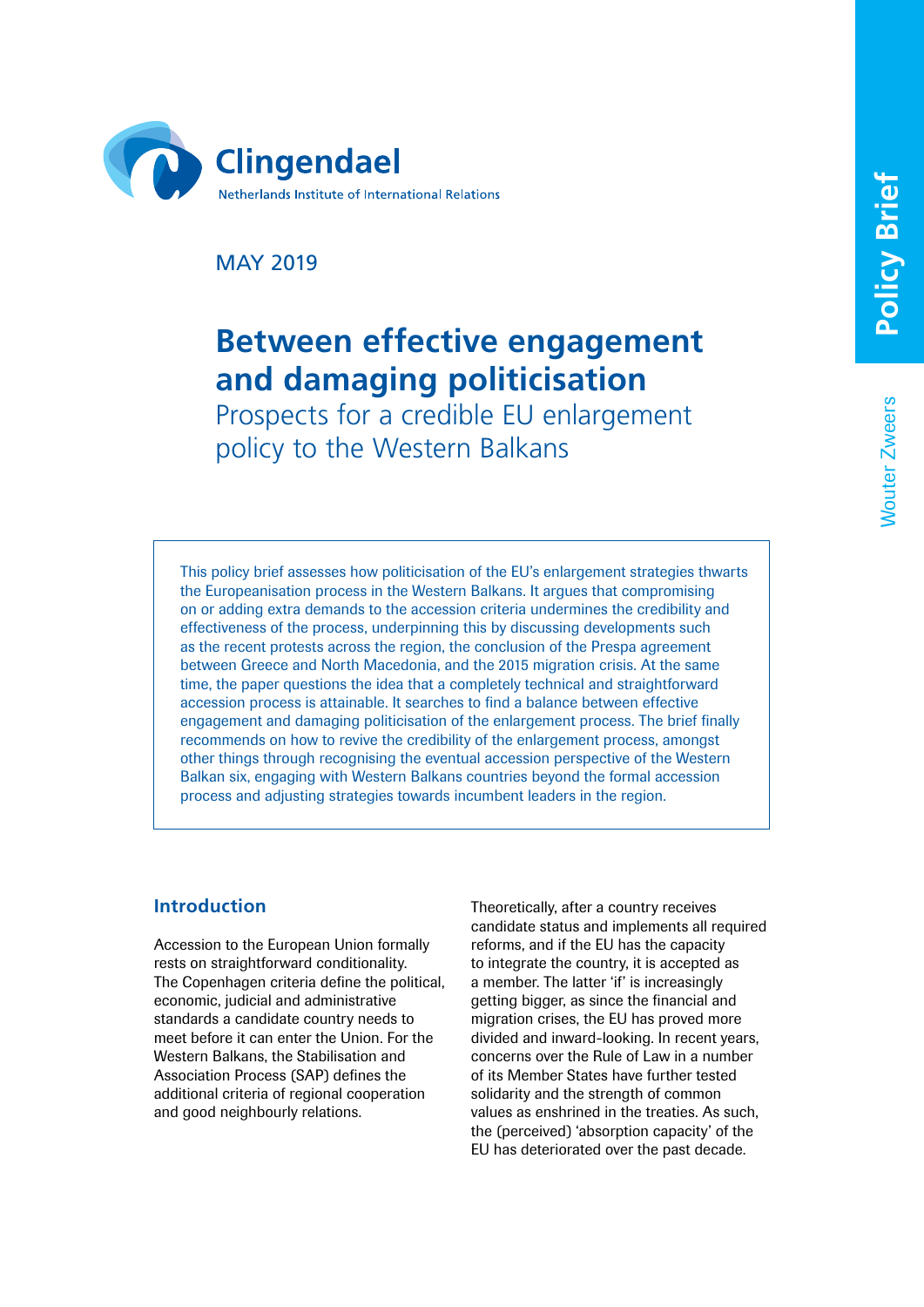Clingendael

Netherlands Institute of International Relations

MAY 2019

Policy Brief

Wouter Zweers

# Between effective engagement and damaging politicisation

## Prospects for a credible EU enlargement policy to the Western Balkans

This policy brief assesses how politicisation of the EU's enlargement strategies thwarts the Europeanisation process in the Western Balkans. It argues that compromising on or adding extra demands to the accession criteria undermines the credibility and effectiveness of the process, underpinning this by discussing developments such as the recent protests across the region, the conclusion of the Prespa agreement between Greece and North Macedonia, and the 2015 migration crisis. At the same time, the paper questions the idea that a completely technical and straightforward accession process is attainable. It searches to find a balance between effective engagement and damaging politicisation of the enlargement process. The brief finally recommends on how to revive the credibility of the enlargement process, amongst other things through recognising the eventual accession perspective of the Western Balkan six, engaging with Western Balkans countries beyond the formal accession process and adjusting strategies towards incumbent leaders in the region.

## Introduction

Accession to the European Union formally rests on straightforward conditionality. The Copenhagen criteria define the political, economic, judicial and administrative standards a candidate country needs to meet before it can enter the Union. For the Western Balkans, the Stabilisation and Association Process (SAP) defines the additional criteria of regional cooperation and good neighbourly relations.

Theoretically, after a country receives candidate status and implements all required reforms, and if the EU has the capacity to integrate the country, it is accepted as a member. The latter 'if' is increasingly getting bigger, as since the financial and migration crises, the EU has proved more divided and inward-looking. In recent years, concerns over the Rule of Law in a number of its Member States have further tested solidarity and the strength of common values as enshrined in the treaties. As such, the (perceived) 'absorption capacity' of the EU has deteriorated over the past decade.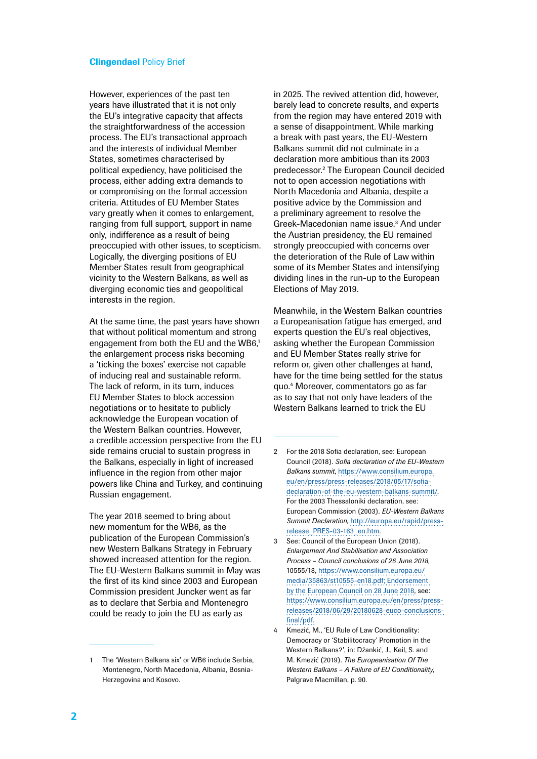However, experiences of the past ten years have illustrated that it is not only the EU's integrative capacity that affects the straightforwardness of the accession process. The EU's transactional approach and the interests of individual Member States, sometimes characterised by political expediency, have politicised the process, either adding extra demands to or compromising on the formal accession criteria. Attitudes of EU Member States vary greatly when it comes to enlargement, ranging from full support, support in name only, indifference as a result of being preoccupied with other issues, to scepticism. Logically, the diverging positions of EU Member States result from geographical vicinity to the Western Balkans, as well as diverging economic ties and geopolitical interests in the region.

At the same time, the past years have shown that without political momentum and strong engagement from both the EU and the WB6,[1] the enlargement process risks becoming a 'ticking the boxes' exercise not capable of inducing real and sustainable reform. The lack of reform, in its turn, induces EU Member States to block accession negotiations or to hesitate to publicly acknowledge the European vocation of the Western Balkan countries. However, a credible accession perspective from the EU side remains crucial to sustain progress in the Balkans, especially in light of increased influence in the region from other major powers like China and Turkey, and continuing Russian engagement.

The year 2018 seemed to bring about new momentum for the WB6, as the publication of the European Commission's new Western Balkans Strategy in February showed increased attention for the region. The EU-Western Balkans summit in May was the first of its kind since 2003 and European Commission president Juncker went as far as to declare that Serbia and Montenegro could be ready to join the EU as early as in 2025. The revived attention did, however, barely lead to concrete results, and experts from the region may have entered 2019 with a sense of disappointment. While marking a break with past years, the EU-Western Balkans summit did not culminate in a declaration more ambitious than its 2003 predecessor.[2] The European Council decided not to open accession negotiations with North Macedonia and Albania, despite a positive advice by the Commission and a preliminary agreement to resolve the Greek-Macedonian name issue.[3] And under the Austrian presidency, the EU remained strongly preoccupied with concerns over the deterioration of the Rule of Law within some of its Member States and intensifying dividing lines in the run-up to the European Elections of May 2019.

Meanwhile, in the Western Balkan countries a Europeanisation fatigue has emerged, and experts question the EU's real objectives, asking whether the European Commission and EU Member States really strive for reform or, given other challenges at hand, have for the time being settled for the status quo.[4] Moreover, commentators go as far as to say that not only have leaders of the Western Balkans learned to trick the EU

---

1 The 'Western Balkans six' or WB6 include Serbia, Montenegro, North Macedonia, Albania, Bosnia-Herzegovina and Kosovo.

2 For the 2018 Sofia declaration, see: European Council (2018). *Sofia declaration of the EU-Western Balkans summit*, https://www.consilium.europa.eu/en/press/press-releases/2018/05/17/sofia-declaration-of-the-eu-western-balkans-summit/. For the 2003 Thessaloniki declaration, see: European Commission (2003). *EU-Western Balkans Summit Declaration*, http://europa.eu/rapid/press-release_PRES-03-163_en.htm.

3 See: Council of the European Union (2018). *Enlargement And Stabilisation and Association Process – Council conclusions of 26 June 2018*, 10555/18, https://www.consilium.europa.eu/media/35863/st10555-en18.pdf; Endorsement by the European Council on 28 June 2018, see: https://www.consilium.europa.eu/en/press/press-releases/2018/06/29/20180628-euco-conclusions-final/pdf.

4 Kmezić, M., 'EU Rule of Law Conditionality: Democracy or 'Stabilitocracy' Promotion in the Western Balkans?', in: Džankić, J., Keil, S. and M. Kmezić (2019). *The Europeanisation Of The Western Balkans – A Failure of EU Conditionality*, Palgrave Macmillan, p. 90.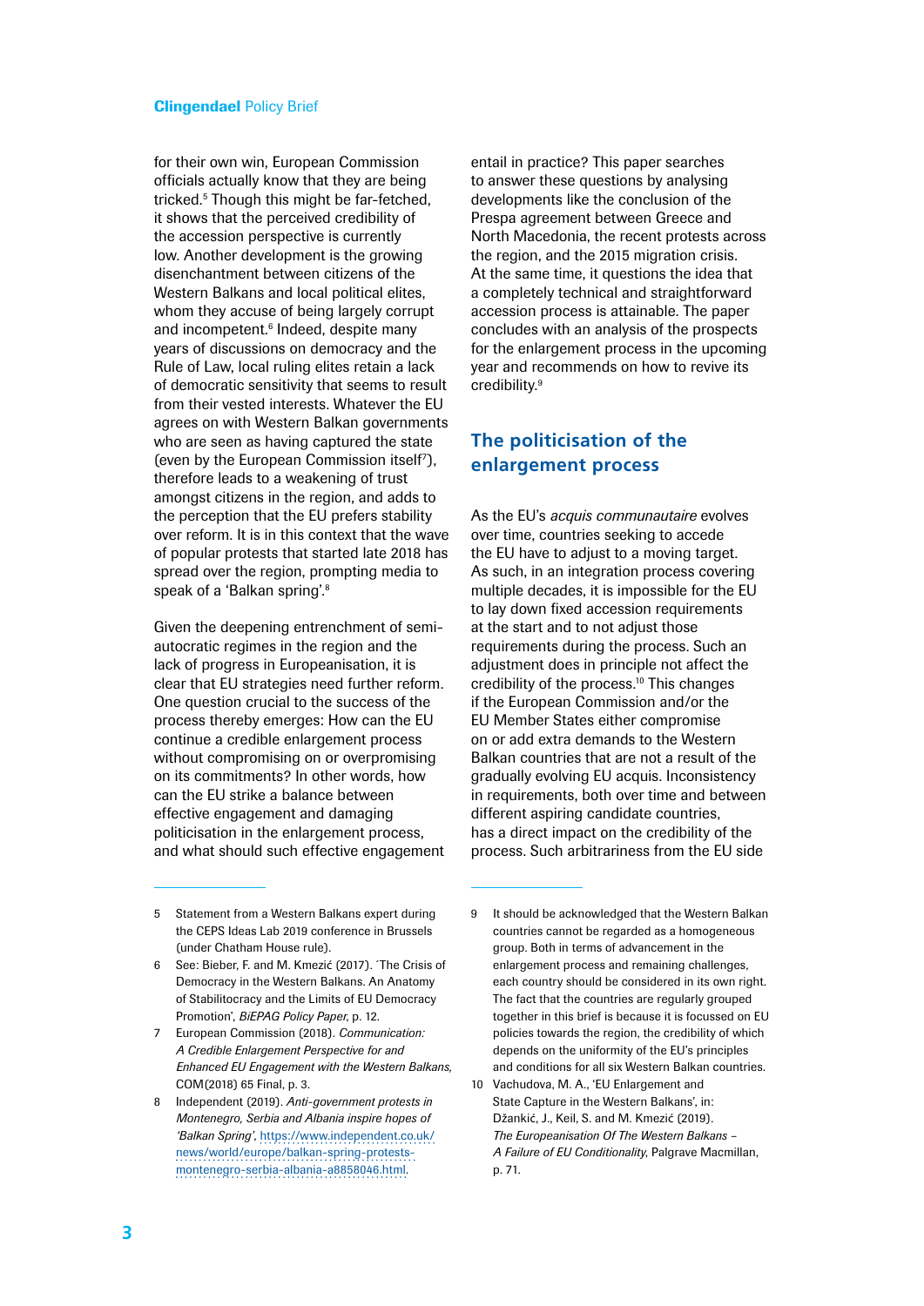for their own win, European Commission officials actually know that they are being tricked.[5] Though this might be far-fetched, it shows that the perceived credibility of the accession perspective is currently low. Another development is the growing disenchantment between citizens of the Western Balkans and local political elites, whom they accuse of being largely corrupt and incompetent.[6] Indeed, despite many years of discussions on democracy and the Rule of Law, local ruling elites retain a lack of democratic sensitivity that seems to result from their vested interests. Whatever the EU agrees on with Western Balkan governments who are seen as having captured the state (even by the European Commission itself[7]), therefore leads to a weakening of trust amongst citizens in the region, and adds to the perception that the EU prefers stability over reform. It is in this context that the wave of popular protests that started late 2018 has spread over the region, prompting media to speak of a 'Balkan spring'.[8]

Given the deepening entrenchment of semi-autocratic regimes in the region and the lack of progress in Europeanisation, it is clear that EU strategies need further reform. One question crucial to the success of the process thereby emerges: How can the EU continue a credible enlargement process without compromising on or overpromising on its commitments? In other words, how can the EU strike a balance between effective engagement and damaging politicisation in the enlargement process, and what should such effective engagement entail in practice? This paper searches to answer these questions by analysing developments like the conclusion of the Prespa agreement between Greece and North Macedonia, the recent protests across the region, and the 2015 migration crisis. At the same time, it questions the idea that a completely technical and straightforward accession process is attainable. The paper concludes with an analysis of the prospects for the enlargement process in the upcoming year and recommends on how to revive its credibility.[9]

## The politicisation of the enlargement process

As the EU's *acquis communautaire* evolves over time, countries seeking to accede the EU have to adjust to a moving target. As such, in an integration process covering multiple decades, it is impossible for the EU to lay down fixed accession requirements at the start and to not adjust those requirements during the process. Such an adjustment does in principle not affect the credibility of the process.[10] This changes if the European Commission and/or the EU Member States either compromise on or add extra demands to the Western Balkan countries that are not a result of the gradually evolving EU acquis. Inconsistency in requirements, both over time and between different aspiring candidate countries, has a direct impact on the credibility of the process. Such arbitrariness from the EU side

---

5 Statement from a Western Balkans expert during the CEPS Ideas Lab 2019 conference in Brussels (under Chatham House rule).

6 See: Bieber, F. and M. Kmezić (2017). 'The Crisis of Democracy in the Western Balkans. An Anatomy of Stabilitocracy and the Limits of EU Democracy Promotion', *BiEPAG Policy Paper*, p. 12.

7 European Commission (2018). *Communication: A Credible Enlargement Perspective for and Enhanced EU Engagement with the Western Balkans*, COM(2018) 65 Final, p. 3.

8 Independent (2019). *Anti-government protests in Montenegro, Serbia and Albania inspire hopes of 'Balkan Spring'*, https://www.independent.co.uk/news/world/europe/balkan-spring-protests-montenegro-serbia-albania-a8858046.html.

9 It should be acknowledged that the Western Balkan countries cannot be regarded as a homogeneous group. Both in terms of advancement in the enlargement process and remaining challenges, each country should be considered in its own right. The fact that the countries are regularly grouped together in this brief is because it is focussed on EU policies towards the region, the credibility of which depends on the uniformity of the EU's principles and conditions for all six Western Balkan countries.

10 Vachudova, M. A., 'EU Enlargement and State Capture in the Western Balkans', in: Džankić, J., Keil, S. and M. Kmezić (2019). *The Europeanisation Of The Western Balkans – A Failure of EU Conditionality*, Palgrave Macmillan, p. 71.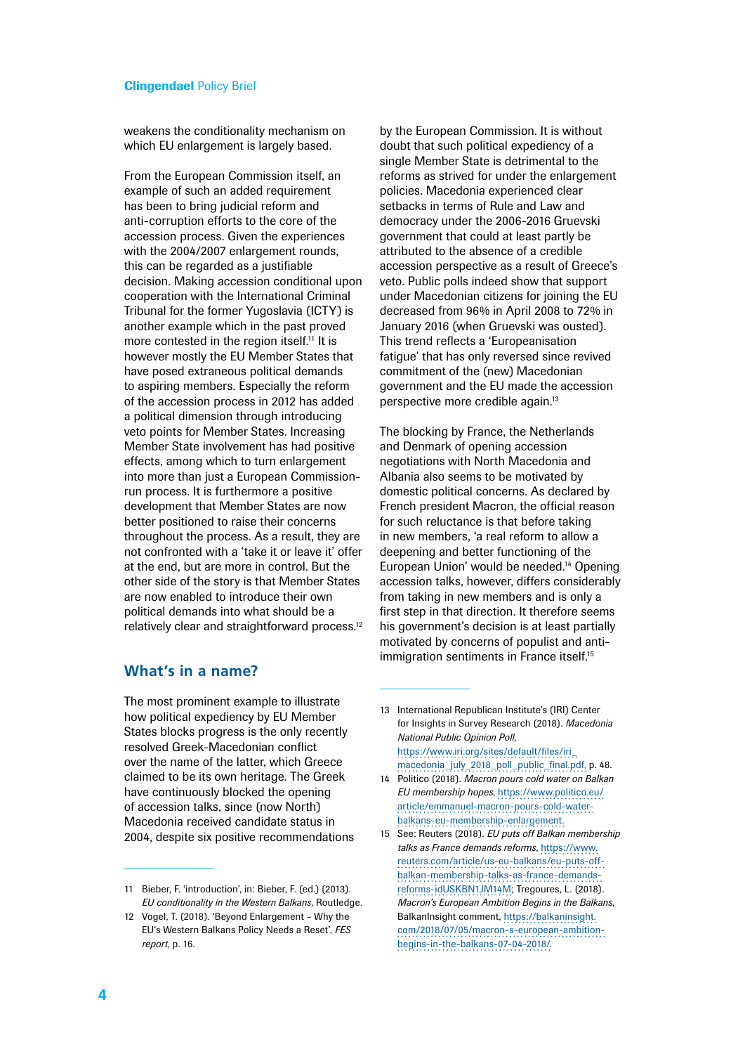weakens the conditionality mechanism on which EU enlargement is largely based.

From the European Commission itself, an example of such an added requirement has been to bring judicial reform and anti-corruption efforts to the core of the accession process. Given the experiences with the 2004/2007 enlargement rounds, this can be regarded as a justifiable decision. Making accession conditional upon cooperation with the International Criminal Tribunal for the former Yugoslavia (ICTY) is another example which in the past proved more contested in the region itself.[11] It is however mostly the EU Member States that have posed extraneous political demands to aspiring members. Especially the reform of the accession process in 2012 has added a political dimension through introducing veto points for Member States. Increasing Member State involvement has had positive effects, among which to turn enlargement into more than just a European Commission-run process. It is furthermore a positive development that Member States are now better positioned to raise their concerns throughout the process. As a result, they are not confronted with a 'take it or leave it' offer at the end, but are more in control. But the other side of the story is that Member States are now enabled to introduce their own political demands into what should be a relatively clear and straightforward process.[12]

## What's in a name?

The most prominent example to illustrate how political expediency by EU Member States blocks progress is the only recently resolved Greek-Macedonian conflict over the name of the latter, which Greece claimed to be its own heritage. The Greek have continuously blocked the opening of accession talks, since (now North) Macedonia received candidate status in 2004, despite six positive recommendations by the European Commission. It is without doubt that such political expediency of a single Member State is detrimental to the reforms as strived for under the enlargement policies. Macedonia experienced clear setbacks in terms of Rule and Law and democracy under the 2006-2016 Gruevski government that could at least partly be attributed to the absence of a credible accession perspective as a result of Greece's veto. Public polls indeed show that support under Macedonian citizens for joining the EU decreased from 96% in April 2008 to 72% in January 2016 (when Gruevski was ousted). This trend reflects a 'Europeanisation fatigue' that has only reversed since revived commitment of the (new) Macedonian government and the EU made the accession perspective more credible again.[13]

The blocking by France, the Netherlands and Denmark of opening accession negotiations with North Macedonia and Albania also seems to be motivated by domestic political concerns. As declared by French president Macron, the official reason for such reluctance is that before taking in new members, 'a real reform to allow a deepening and better functioning of the European Union' would be needed.[14] Opening accession talks, however, differs considerably from taking in new members and is only a first step in that direction. It therefore seems his government's decision is at least partially motivated by concerns of populist and anti-immigration sentiments in France itself.[15]

---

11 Bieber, F. 'introduction', in: Bieber, F. (ed.) (2013). *EU conditionality in the Western Balkans*, Routledge.

12 Vogel, T. (2018). 'Beyond Enlargement – Why the EU's Western Balkans Policy Needs a Reset', *FES report,* p. 16.

13 International Republican Institute's (IRI) Center for Insights in Survey Research (2018). *Macedonia National Public Opinion Poll*, https://www.iri.org/sites/default/files/iri_macedonia_july_2018_poll_public_final.pdf, p. 48.

14 Politico (2018). *Macron pours cold water on Balkan EU membership hopes*, https://www.politico.eu/article/emmanuel-macron-pours-cold-water-balkans-eu-membership-enlargement.

15 See: Reuters (2018). *EU puts off Balkan membership talks as France demands reforms*, https://www.reuters.com/article/us-eu-balkans/eu-puts-off-balkan-membership-talks-as-france-demands-reforms-idUSKBN1JM14M; Tregoures, L. (2018). *Macron's European Ambition Begins in the Balkans*, BalkanInsight comment, https://balkaninsight.com/2018/07/05/macron-s-european-ambition-begins-in-the-balkans-07-04-2018/.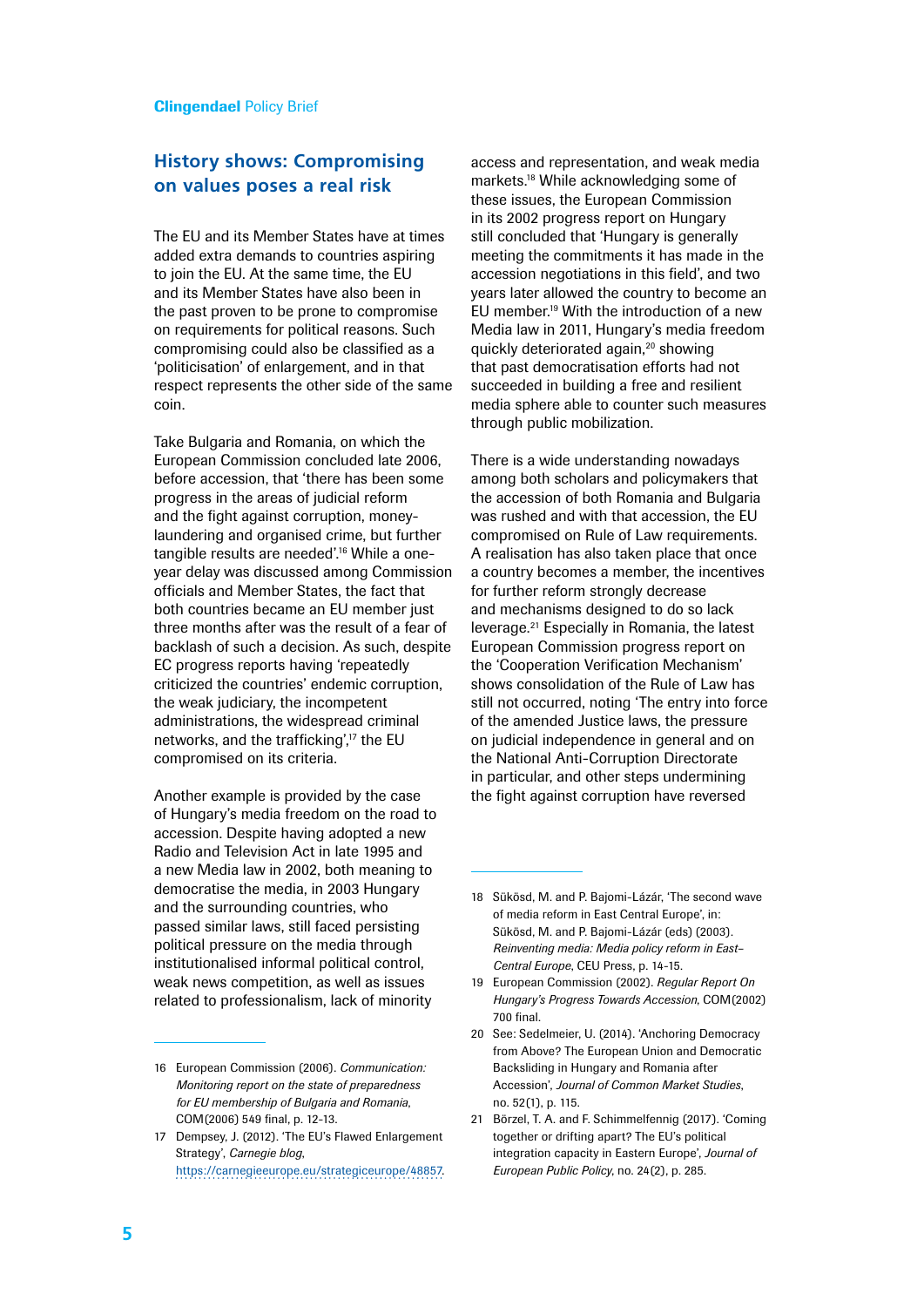## History shows: Compromising on values poses a real risk

The EU and its Member States have at times added extra demands to countries aspiring to join the EU. At the same time, the EU and its Member States have also been in the past proven to be prone to compromise on requirements for political reasons. Such compromising could also be classified as a 'politicisation' of enlargement, and in that respect represents the other side of the same coin.

Take Bulgaria and Romania, on which the European Commission concluded late 2006, before accession, that 'there has been some progress in the areas of judicial reform and the fight against corruption, money-laundering and organised crime, but further tangible results are needed'.[16] While a one-year delay was discussed among Commission officials and Member States, the fact that both countries became an EU member just three months after was the result of a fear of backlash of such a decision. As such, despite EC progress reports having 'repeatedly criticized the countries' endemic corruption, the weak judiciary, the incompetent administrations, the widespread criminal networks, and the trafficking',[17] the EU compromised on its criteria.

Another example is provided by the case of Hungary's media freedom on the road to accession. Despite having adopted a new Radio and Television Act in late 1995 and a new Media law in 2002, both meaning to democratise the media, in 2003 Hungary and the surrounding countries, who passed similar laws, still faced persisting political pressure on the media through institutionalised informal political control, weak news competition, as well as issues related to professionalism, lack of minority access and representation, and weak media markets.[18] While acknowledging some of these issues, the European Commission in its 2002 progress report on Hungary still concluded that 'Hungary is generally meeting the commitments it has made in the accession negotiations in this field', and two years later allowed the country to become an EU member.[19] With the introduction of a new Media law in 2011, Hungary's media freedom quickly deteriorated again,[20] showing that past democratisation efforts had not succeeded in building a free and resilient media sphere able to counter such measures through public mobilization.

There is a wide understanding nowadays among both scholars and policymakers that the accession of both Romania and Bulgaria was rushed and with that accession, the EU compromised on Rule of Law requirements. A realisation has also taken place that once a country becomes a member, the incentives for further reform strongly decrease and mechanisms designed to do so lack leverage.[21] Especially in Romania, the latest European Commission progress report on the 'Cooperation Verification Mechanism' shows consolidation of the Rule of Law has still not occurred, noting 'The entry into force of the amended Justice laws, the pressure on judicial independence in general and on the National Anti-Corruption Directorate in particular, and other steps undermining the fight against corruption have reversed

---

16 European Commission (2006). *Communication: Monitoring report on the state of preparedness for EU membership of Bulgaria and Romania*, COM(2006) 549 final, p. 12-13.

17 Dempsey, J. (2012). 'The EU's Flawed Enlargement Strategy', *Carnegie blog*, https://carnegieeurope.eu/strategiceurope/48857.

18 Sükösd, M. and P. Bajomi-Lázár, 'The second wave of media reform in East Central Europe', in: Sükösd, M. and P. Bajomi-Lázár (eds) (2003). *Reinventing media: Media policy reform in East-Central Europe*, CEU Press, p. 14-15.

19 European Commission (2002). *Regular Report On Hungary's Progress Towards Accession*, COM(2002) 700 final.

20 See: Sedelmeier, U. (2014). 'Anchoring Democracy from Above? The European Union and Democratic Backsliding in Hungary and Romania after Accession', *Journal of Common Market Studies*, no. 52(1), p. 115.

21 Börzel, T. A. and F. Schimmelfennig (2017). 'Coming together or drifting apart? The EU's political integration capacity in Eastern Europe', *Journal of European Public Policy*, no. 24(2), p. 285.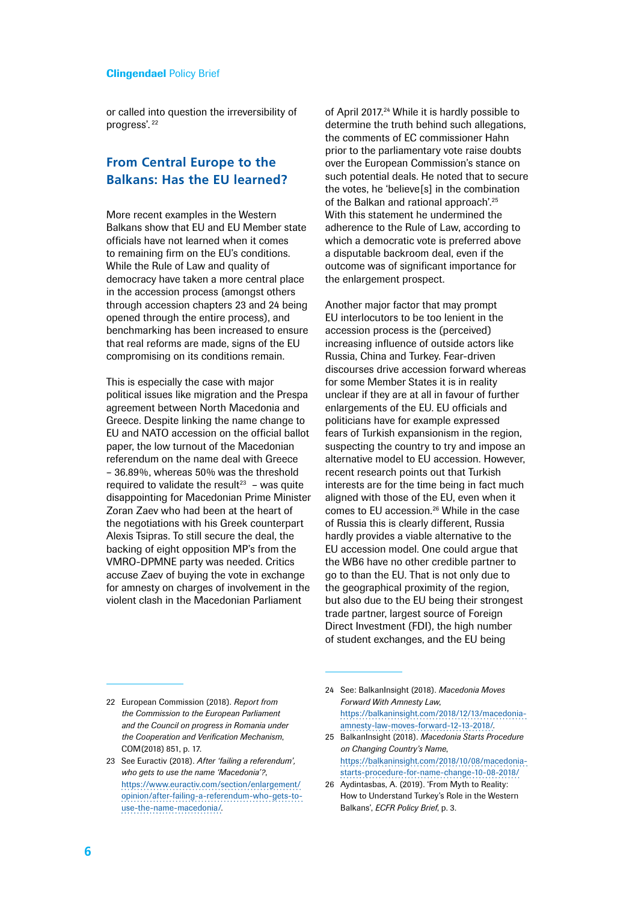or called into question the irreversibility of progress'.[22]

## From Central Europe to the Balkans: Has the EU learned?

More recent examples in the Western Balkans show that EU and EU Member state officials have not learned when it comes to remaining firm on the EU's conditions. While the Rule of Law and quality of democracy have taken a more central place in the accession process (amongst others through accession chapters 23 and 24 being opened through the entire process), and benchmarking has been increased to ensure that real reforms are made, signs of the EU compromising on its conditions remain.

This is especially the case with major political issues like migration and the Prespa agreement between North Macedonia and Greece. Despite linking the name change to EU and NATO accession on the official ballot paper, the low turnout of the Macedonian referendum on the name deal with Greece – 36.89%, whereas 50% was the threshold required to validate the result[23] – was quite disappointing for Macedonian Prime Minister Zoran Zaev who had been at the heart of the negotiations with his Greek counterpart Alexis Tsipras. To still secure the deal, the backing of eight opposition MP's from the VMRO-DPMNE party was needed. Critics accuse Zaev of buying the vote in exchange for amnesty on charges of involvement in the violent clash in the Macedonian Parliament of April 2017.[24] While it is hardly possible to determine the truth behind such allegations, the comments of EC commissioner Hahn prior to the parliamentary vote raise doubts over the European Commission's stance on such potential deals. He noted that to secure the votes, he 'believe[s] in the combination of the Balkan and rational approach'.[25] With this statement he undermined the adherence to the Rule of Law, according to which a democratic vote is preferred above a disputable backroom deal, even if the outcome was of significant importance for the enlargement prospect.

Another major factor that may prompt EU interlocutors to be too lenient in the accession process is the (perceived) increasing influence of outside actors like Russia, China and Turkey. Fear-driven discourses drive accession forward whereas for some Member States it is in reality unclear if they are at all in favour of further enlargements of the EU. EU officials and politicians have for example expressed fears of Turkish expansionism in the region, suspecting the country to try and impose an alternative model to EU accession. However, recent research points out that Turkish interests are for the time being in fact much aligned with those of the EU, even when it comes to EU accession.[26] While in the case of Russia this is clearly different, Russia hardly provides a viable alternative to the EU accession model. One could argue that the WB6 have no other credible partner to go to than the EU. That is not only due to the geographical proximity of the region, but also due to the EU being their strongest trade partner, largest source of Foreign Direct Investment (FDI), the high number of student exchanges, and the EU being

---

22 European Commission (2018). *Report from the Commission to the European Parliament and the Council on progress in Romania under the Cooperation and Verification Mechanism*, COM(2018) 851, p. 17.

23 See Euractiv (2018). *After 'failing a referendum', who gets to use the name 'Macedonia'?*, https://www.euractiv.com/section/enlargement/opinion/after-failing-a-referendum-who-gets-to-use-the-name-macedonia/.

24 See: BalkanInsight (2018). *Macedonia Moves Forward With Amnesty Law*, https://balkaninsight.com/2018/12/13/macedonia-amnesty-law-moves-forward-12-13-2018/.

25 BalkanInsight (2018). *Macedonia Starts Procedure on Changing Country's Name*, https://balkaninsight.com/2018/10/08/macedonia-starts-procedure-for-name-change-10-08-2018/

26 Aydintasbas, A. (2019). 'From Myth to Reality: How to Understand Turkey's Role in the Western Balkans', *ECFR Policy Brief*, p. 3.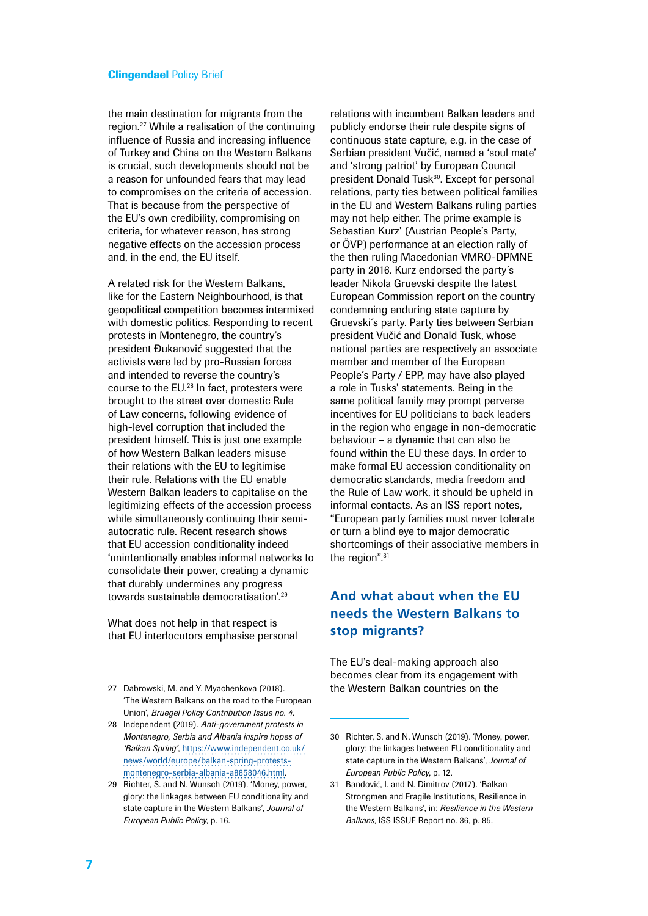the main destination for migrants from the region.[27] While a realisation of the continuing influence of Russia and increasing influence of Turkey and China on the Western Balkans is crucial, such developments should not be a reason for unfounded fears that may lead to compromises on the criteria of accession. That is because from the perspective of the EU's own credibility, compromising on criteria, for whatever reason, has strong negative effects on the accession process and, in the end, the EU itself.

A related risk for the Western Balkans, like for the Eastern Neighbourhood, is that geopolitical competition becomes intermixed with domestic politics. Responding to recent protests in Montenegro, the country's president Đukanović suggested that the activists were led by pro-Russian forces and intended to reverse the country's course to the EU.[28] In fact, protesters were brought to the street over domestic Rule of Law concerns, following evidence of high-level corruption that included the president himself. This is just one example of how Western Balkan leaders misuse their relations with the EU to legitimise their rule. Relations with the EU enable Western Balkan leaders to capitalise on the legitimizing effects of the accession process while simultaneously continuing their semi-autocratic rule. Recent research shows that EU accession conditionality indeed 'unintentionally enables informal networks to consolidate their power, creating a dynamic that durably undermines any progress towards sustainable democratisation'.[29]

What does not help in that respect is that EU interlocutors emphasise personal relations with incumbent Balkan leaders and publicly endorse their rule despite signs of continuous state capture, e.g. in the case of Serbian president Vučić, named a 'soul mate' and 'strong patriot' by European Council president Donald Tusk[30]. Except for personal relations, party ties between political families in the EU and Western Balkans ruling parties may not help either. The prime example is Sebastian Kurz' (Austrian People's Party, or ÖVP) performance at an election rally of the then ruling Macedonian VMRO-DPMNE party in 2016. Kurz endorsed the party´s leader Nikola Gruevski despite the latest European Commission report on the country condemning enduring state capture by Gruevski´s party. Party ties between Serbian president Vučić and Donald Tusk, whose national parties are respectively an associate member and member of the European People´s Party / EPP, may have also played a role in Tusks' statements. Being in the same political family may prompt perverse incentives for EU politicians to back leaders in the region who engage in non-democratic behaviour – a dynamic that can also be found within the EU these days. In order to make formal EU accession conditionality on democratic standards, media freedom and the Rule of Law work, it should be upheld in informal contacts. As an ISS report notes, "European party families must never tolerate or turn a blind eye to major democratic shortcomings of their associative members in the region".[31]

## And what about when the EU needs the Western Balkans to stop migrants?

The EU's deal-making approach also becomes clear from its engagement with the Western Balkan countries on the

---

27 Dabrowski, M. and Y. Myachenkova (2018). 'The Western Balkans on the road to the European Union', *Bruegel Policy Contribution Issue no. 4*.

28 Independent (2019). *Anti-government protests in Montenegro, Serbia and Albania inspire hopes of 'Balkan Spring'*, https://www.independent.co.uk/news/world/europe/balkan-spring-protests-montenegro-serbia-albania-a8858046.html.

29 Richter, S. and N. Wunsch (2019). 'Money, power, glory: the linkages between EU conditionality and state capture in the Western Balkans', *Journal of European Public Policy*, p. 16.

30 Richter, S. and N. Wunsch (2019). 'Money, power, glory: the linkages between EU conditionality and state capture in the Western Balkans', *Journal of European Public Policy*, p. 12.

31 Bandović, I. and N. Dimitrov (2017). 'Balkan Strongmen and Fragile Institutions, Resilience in the Western Balkans', in: *Resilience in the Western Balkans,* ISS ISSUE Report no. 36, p. 85.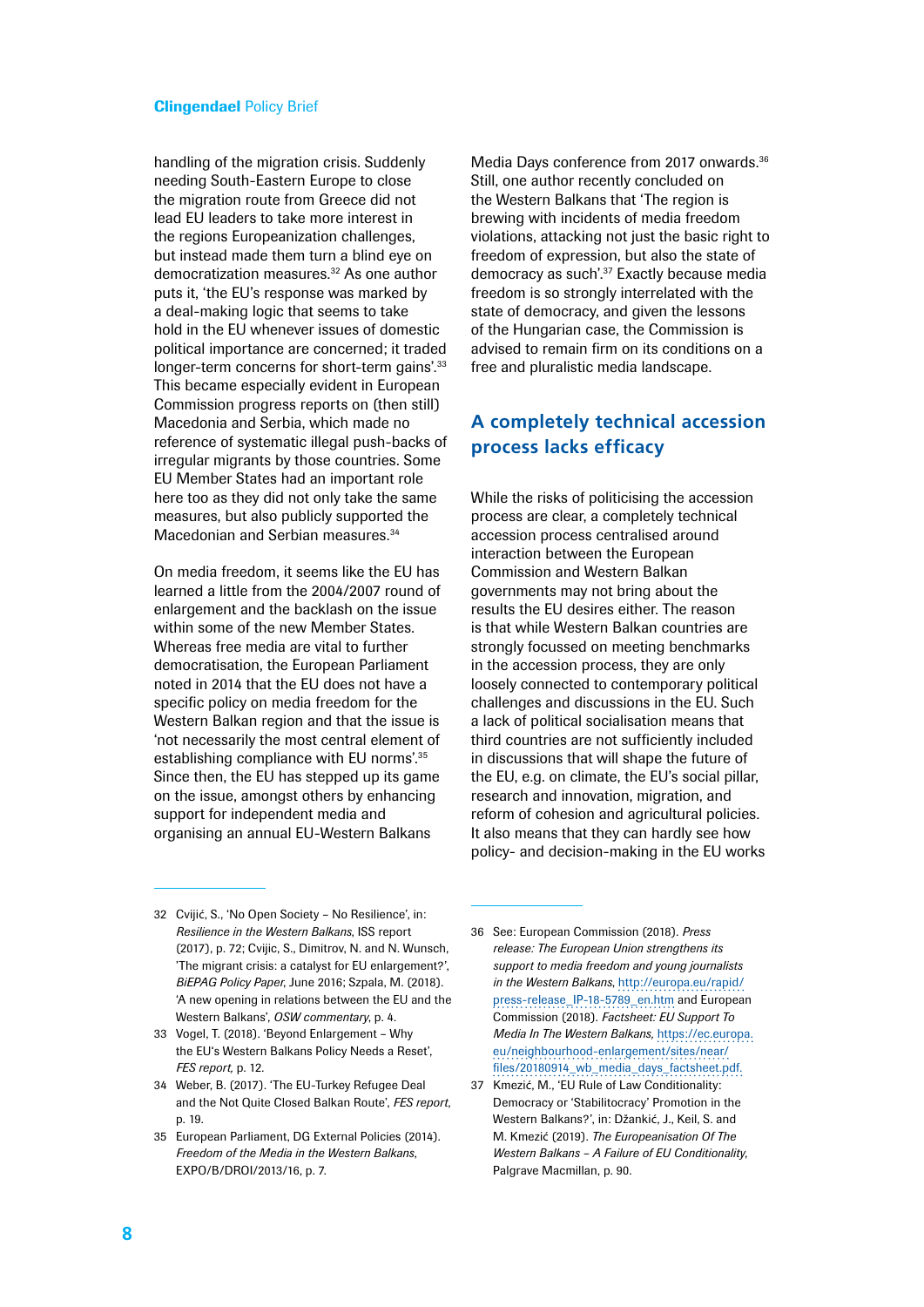handling of the migration crisis. Suddenly needing South-Eastern Europe to close the migration route from Greece did not lead EU leaders to take more interest in the regions Europeanization challenges, but instead made them turn a blind eye on democratization measures.[32] As one author puts it, 'the EU's response was marked by a deal-making logic that seems to take hold in the EU whenever issues of domestic political importance are concerned; it traded longer-term concerns for short-term gains'.[33] This became especially evident in European Commission progress reports on (then still) Macedonia and Serbia, which made no reference of systematic illegal push-backs of irregular migrants by those countries. Some EU Member States had an important role here too as they did not only take the same measures, but also publicly supported the Macedonian and Serbian measures.[34]

On media freedom, it seems like the EU has learned a little from the 2004/2007 round of enlargement and the backlash on the issue within some of the new Member States. Whereas free media are vital to further democratisation, the European Parliament noted in 2014 that the EU does not have a specific policy on media freedom for the Western Balkan region and that the issue is 'not necessarily the most central element of establishing compliance with EU norms'.[35] Since then, the EU has stepped up its game on the issue, amongst others by enhancing support for independent media and organising an annual EU-Western Balkans Media Days conference from 2017 onwards.[36] Still, one author recently concluded on the Western Balkans that 'The region is brewing with incidents of media freedom violations, attacking not just the basic right to freedom of expression, but also the state of democracy as such'.[37] Exactly because media freedom is so strongly interrelated with the state of democracy, and given the lessons of the Hungarian case, the Commission is advised to remain firm on its conditions on a free and pluralistic media landscape.

## A completely technical accession process lacks efficacy

While the risks of politicising the accession process are clear, a completely technical accession process centralised around interaction between the European Commission and Western Balkan governments may not bring about the results the EU desires either. The reason is that while Western Balkan countries are strongly focussed on meeting benchmarks in the accession process, they are only loosely connected to contemporary political challenges and discussions in the EU. Such a lack of political socialisation means that third countries are not sufficiently included in discussions that will shape the future of the EU, e.g. on climate, the EU's social pillar, research and innovation, migration, and reform of cohesion and agricultural policies. It also means that they can hardly see how policy- and decision-making in the EU works

---

32 Cvijić, S., 'No Open Society – No Resilience', in: *Resilience in the Western Balkans*, ISS report (2017), p. 72; Cvijic, S., Dimitrov, N. and N. Wunsch, 'The migrant crisis: a catalyst for EU enlargement?', *BiEPAG Policy Paper*, June 2016; Szpala, M. (2018). 'A new opening in relations between the EU and the Western Balkans', *OSW commentary*, p. 4.

33 Vogel, T. (2018). 'Beyond Enlargement – Why the EU's Western Balkans Policy Needs a Reset', *FES report*, p. 12.

34 Weber, B. (2017). 'The EU-Turkey Refugee Deal and the Not Quite Closed Balkan Route', *FES report*, p. 19.

35 European Parliament, DG External Policies (2014). *Freedom of the Media in the Western Balkans*, EXPO/B/DROI/2013/16, p. 7.

36 See: European Commission (2018). *Press release: The European Union strengthens its support to media freedom and young journalists in the Western Balkans*, http://europa.eu/rapid/press-release_IP-18-5789_en.htm and European Commission (2018). *Factsheet: EU Support To Media In The Western Balkans*, https://ec.europa.eu/neighbourhood-enlargement/sites/near/files/20180914_wb_media_days_factsheet.pdf.

37 Kmezić, M., 'EU Rule of Law Conditionality: Democracy or 'Stabilitocracy' Promotion in the Western Balkans?', in: Džankić, J., Keil, S. and M. Kmezić (2019). *The Europeanisation Of The Western Balkans – A Failure of EU Conditionality*, Palgrave Macmillan, p. 90.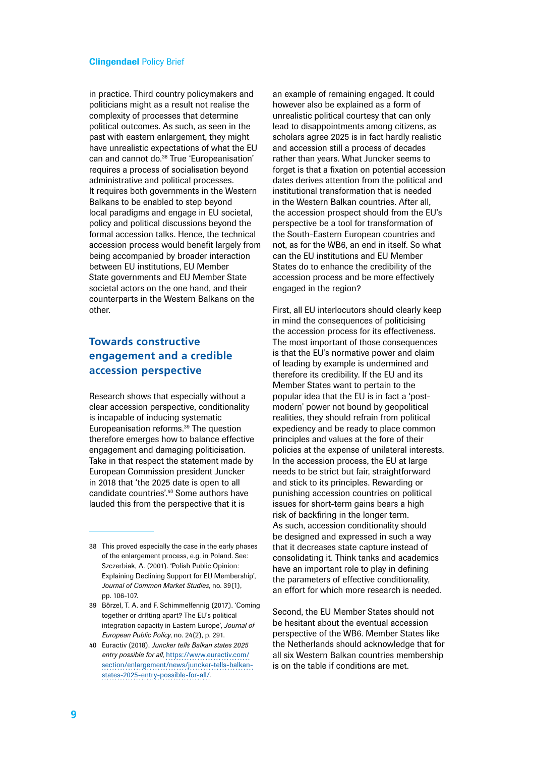in practice. Third country policymakers and politicians might as a result not realise the complexity of processes that determine political outcomes. As such, as seen in the past with eastern enlargement, they might have unrealistic expectations of what the EU can and cannot do.[38] True 'Europeanisation' requires a process of socialisation beyond administrative and political processes. It requires both governments in the Western Balkans to be enabled to step beyond local paradigms and engage in EU societal, policy and political discussions beyond the formal accession talks. Hence, the technical accession process would benefit largely from being accompanied by broader interaction between EU institutions, EU Member State governments and EU Member State societal actors on the one hand, and their counterparts in the Western Balkans on the other.

## Towards constructive engagement and a credible accession perspective

Research shows that especially without a clear accession perspective, conditionality is incapable of inducing systematic Europeanisation reforms.[39] The question therefore emerges how to balance effective engagement and damaging politicisation. Take in that respect the statement made by European Commission president Juncker in 2018 that 'the 2025 date is open to all candidate countries'.[40] Some authors have lauded this from the perspective that it is an example of remaining engaged. It could however also be explained as a form of unrealistic political courtesy that can only lead to disappointments among citizens, as scholars agree 2025 is in fact hardly realistic and accession still a process of decades rather than years. What Juncker seems to forget is that a fixation on potential accession dates derives attention from the political and institutional transformation that is needed in the Western Balkan countries. After all, the accession prospect should from the EU's perspective be a tool for transformation of the South-Eastern European countries and not, as for the WB6, an end in itself. So what can the EU institutions and EU Member States do to enhance the credibility of the accession process and be more effectively engaged in the region?

First, all EU interlocutors should clearly keep in mind the consequences of politicising the accession process for its effectiveness. The most important of those consequences is that the EU's normative power and claim of leading by example is undermined and therefore its credibility. If the EU and its Member States want to pertain to the popular idea that the EU is in fact a 'post-modern' power not bound by geopolitical realities, they should refrain from political expediency and be ready to place common principles and values at the fore of their policies at the expense of unilateral interests. In the accession process, the EU at large needs to be strict but fair, straightforward and stick to its principles. Rewarding or punishing accession countries on political issues for short-term gains bears a high risk of backfiring in the longer term. As such, accession conditionality should be designed and expressed in such a way that it decreases state capture instead of consolidating it. Think tanks and academics have an important role to play in defining the parameters of effective conditionality, an effort for which more research is needed.

Second, the EU Member States should not be hesitant about the eventual accession perspective of the WB6. Member States like the Netherlands should acknowledge that for all six Western Balkan countries membership is on the table if conditions are met.

---

38 This proved especially the case in the early phases of the enlargement process, e.g. in Poland. See: Szczerbiak, A. (2001). 'Polish Public Opinion: Explaining Declining Support for EU Membership', *Journal of Common Market Studies*, no. 39(1), pp. 106-107.

39 Börzel, T. A. and F. Schimmelfennig (2017). 'Coming together or drifting apart? The EU's political integration capacity in Eastern Europe', *Journal of European Public Policy*, no. 24(2), p. 291.

40 Euractiv (2018). *Juncker tells Balkan states 2025 entry possible for all*, https://www.euractiv.com/section/enlargement/news/juncker-tells-balkan-states-2025-entry-possible-for-all/.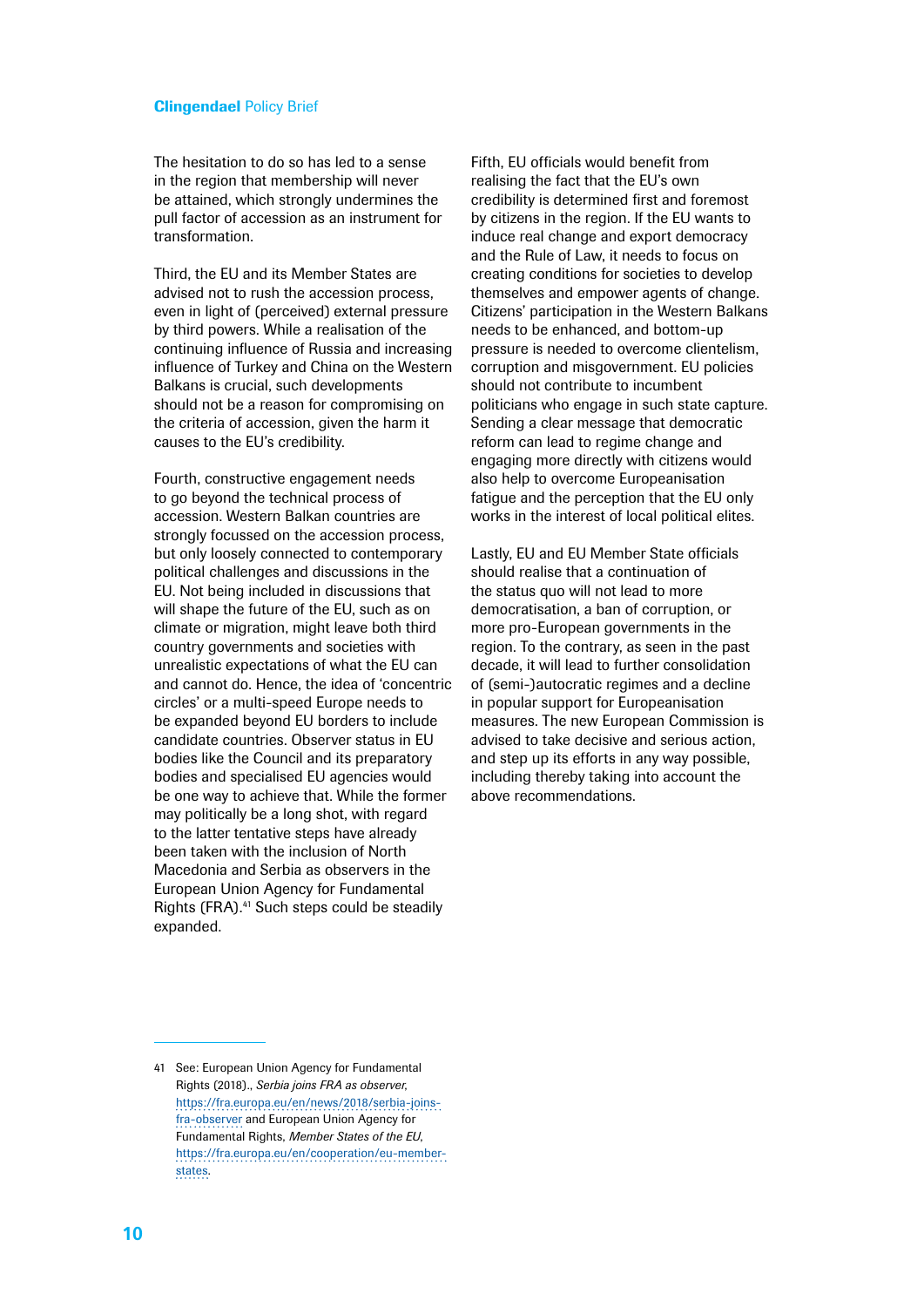The hesitation to do so has led to a sense in the region that membership will never be attained, which strongly undermines the pull factor of accession as an instrument for transformation.

Third, the EU and its Member States are advised not to rush the accession process, even in light of (perceived) external pressure by third powers. While a realisation of the continuing influence of Russia and increasing influence of Turkey and China on the Western Balkans is crucial, such developments should not be a reason for compromising on the criteria of accession, given the harm it causes to the EU's credibility.

Fourth, constructive engagement needs to go beyond the technical process of accession. Western Balkan countries are strongly focussed on the accession process, but only loosely connected to contemporary political challenges and discussions in the EU. Not being included in discussions that will shape the future of the EU, such as on climate or migration, might leave both third country governments and societies with unrealistic expectations of what the EU can and cannot do. Hence, the idea of 'concentric circles' or a multi-speed Europe needs to be expanded beyond EU borders to include candidate countries. Observer status in EU bodies like the Council and its preparatory bodies and specialised EU agencies would be one way to achieve that. While the former may politically be a long shot, with regard to the latter tentative steps have already been taken with the inclusion of North Macedonia and Serbia as observers in the European Union Agency for Fundamental Rights (FRA).[41] Such steps could be steadily expanded.

Fifth, EU officials would benefit from realising the fact that the EU's own credibility is determined first and foremost by citizens in the region. If the EU wants to induce real change and export democracy and the Rule of Law, it needs to focus on creating conditions for societies to develop themselves and empower agents of change. Citizens' participation in the Western Balkans needs to be enhanced, and bottom-up pressure is needed to overcome clientelism, corruption and misgovernment. EU policies should not contribute to incumbent politicians who engage in such state capture. Sending a clear message that democratic reform can lead to regime change and engaging more directly with citizens would also help to overcome Europeanisation fatigue and the perception that the EU only works in the interest of local political elites.

Lastly, EU and EU Member State officials should realise that a continuation of the status quo will not lead to more democratisation, a ban of corruption, or more pro-European governments in the region. To the contrary, as seen in the past decade, it will lead to further consolidation of (semi-)autocratic regimes and a decline in popular support for Europeanisation measures. The new European Commission is advised to take decisive and serious action, and step up its efforts in any way possible, including thereby taking into account the above recommendations.

---

41 See: European Union Agency for Fundamental Rights (2018)., *Serbia joins FRA as observer*, https://fra.europa.eu/en/news/2018/serbia-joins-fra-observer and European Union Agency for Fundamental Rights, *Member States of the EU*, https://fra.europa.eu/en/cooperation/eu-member-states.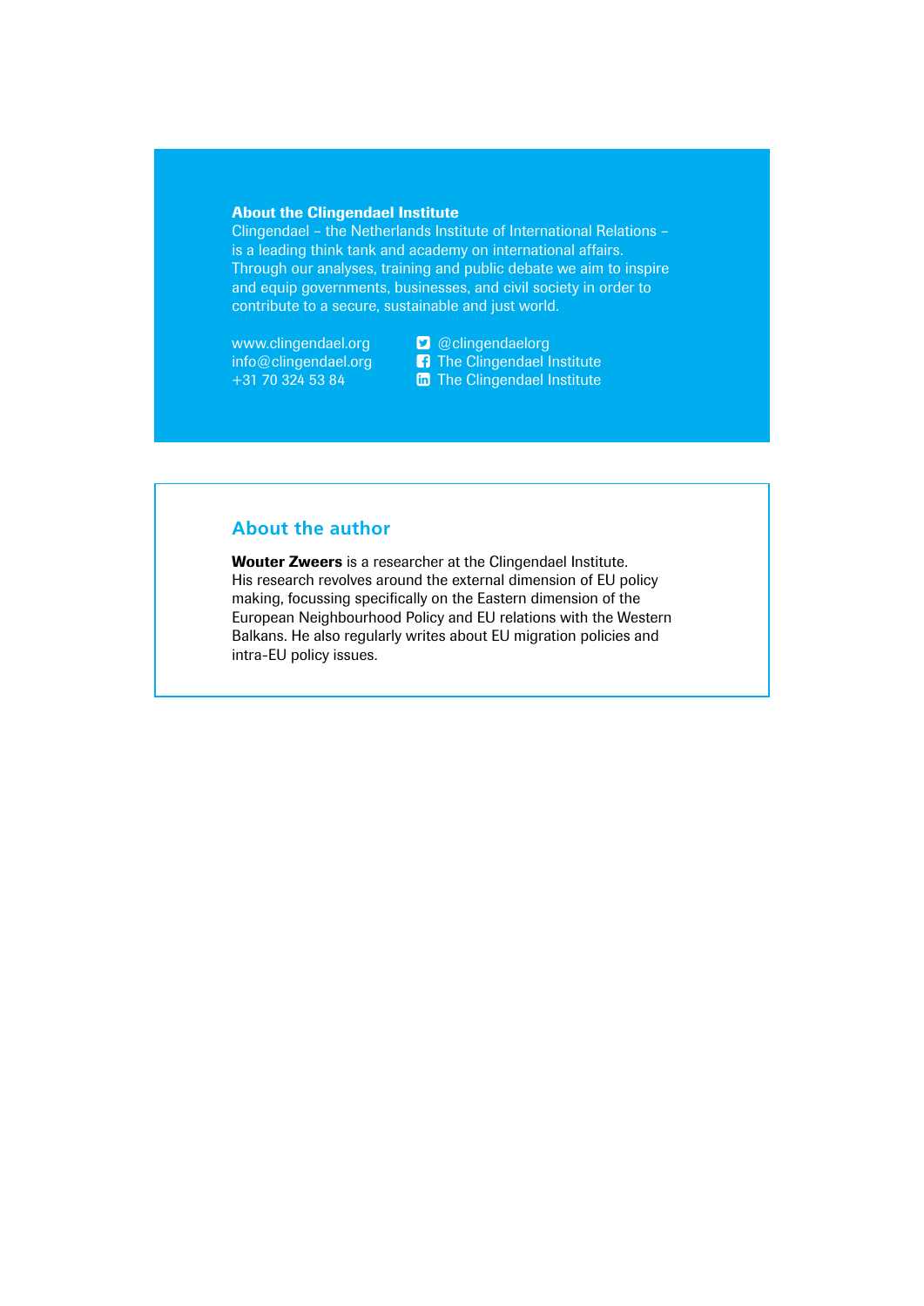**About the Clingendael Institute**

Clingendael – the Netherlands Institute of International Relations – is a leading think tank and academy on international affairs. Through our analyses, training and public debate we aim to inspire and equip governments, businesses, and civil society in order to contribute to a secure, sustainable and just world.

www.clingendael.org
info@clingendael.org
+31 70 324 53 84

@clingendaelorg
The Clingendael Institute
The Clingendael Institute

## About the author

**Wouter Zweers** is a researcher at the Clingendael Institute. His research revolves around the external dimension of EU policy making, focussing specifically on the Eastern dimension of the European Neighbourhood Policy and EU relations with the Western Balkans. He also regularly writes about EU migration policies and intra-EU policy issues.